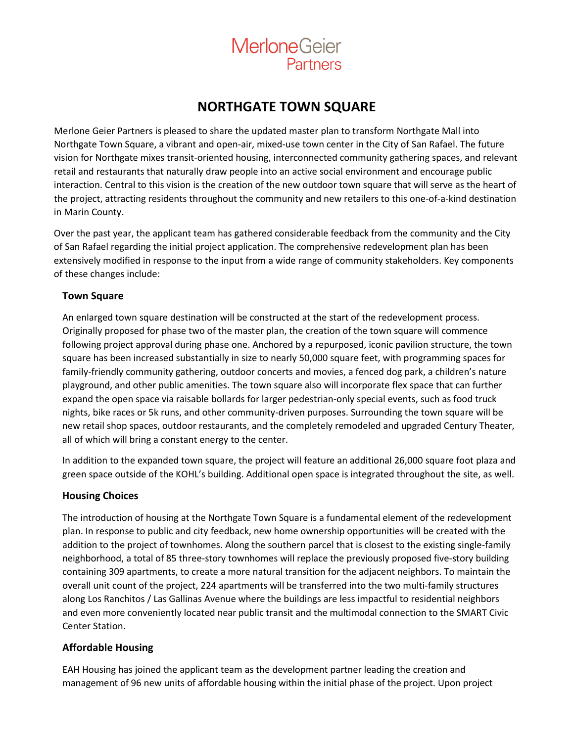MerloneGeier
Partners

# NORTHGATE TOWN SQUARE

Merlone Geier Partners is pleased to share the updated master plan to transform Northgate Mall into Northgate Town Square, a vibrant and open-air, mixed-use town center in the City of San Rafael. The future vision for Northgate mixes transit-oriented housing, interconnected community gathering spaces, and relevant retail and restaurants that naturally draw people into an active social environment and encourage public interaction. Central to this vision is the creation of the new outdoor town square that will serve as the heart of the project, attracting residents throughout the community and new retailers to this one-of-a-kind destination in Marin County.

Over the past year, the applicant team has gathered considerable feedback from the community and the City of San Rafael regarding the initial project application. The comprehensive redevelopment plan has been extensively modified in response to the input from a wide range of community stakeholders. Key components of these changes include:

## Town Square

An enlarged town square destination will be constructed at the start of the redevelopment process. Originally proposed for phase two of the master plan, the creation of the town square will commence following project approval during phase one. Anchored by a repurposed, iconic pavilion structure, the town square has been increased substantially in size to nearly 50,000 square feet, with programming spaces for family-friendly community gathering, outdoor concerts and movies, a fenced dog park, a children's nature playground, and other public amenities. The town square also will incorporate flex space that can further expand the open space via raisable bollards for larger pedestrian-only special events, such as food truck nights, bike races or 5k runs, and other community-driven purposes. Surrounding the town square will be new retail shop spaces, outdoor restaurants, and the completely remodeled and upgraded Century Theater, all of which will bring a constant energy to the center.

In addition to the expanded town square, the project will feature an additional 26,000 square foot plaza and green space outside of the KOHL's building. Additional open space is integrated throughout the site, as well.

## Housing Choices

The introduction of housing at the Northgate Town Square is a fundamental element of the redevelopment plan. In response to public and city feedback, new home ownership opportunities will be created with the addition to the project of townhomes. Along the southern parcel that is closest to the existing single-family neighborhood, a total of 85 three-story townhomes will replace the previously proposed five-story building containing 309 apartments, to create a more natural transition for the adjacent neighbors. To maintain the overall unit count of the project, 224 apartments will be transferred into the two multi-family structures along Los Ranchitos / Las Gallinas Avenue where the buildings are less impactful to residential neighbors and even more conveniently located near public transit and the multimodal connection to the SMART Civic Center Station.

## Affordable Housing

EAH Housing has joined the applicant team as the development partner leading the creation and management of 96 new units of affordable housing within the initial phase of the project. Upon project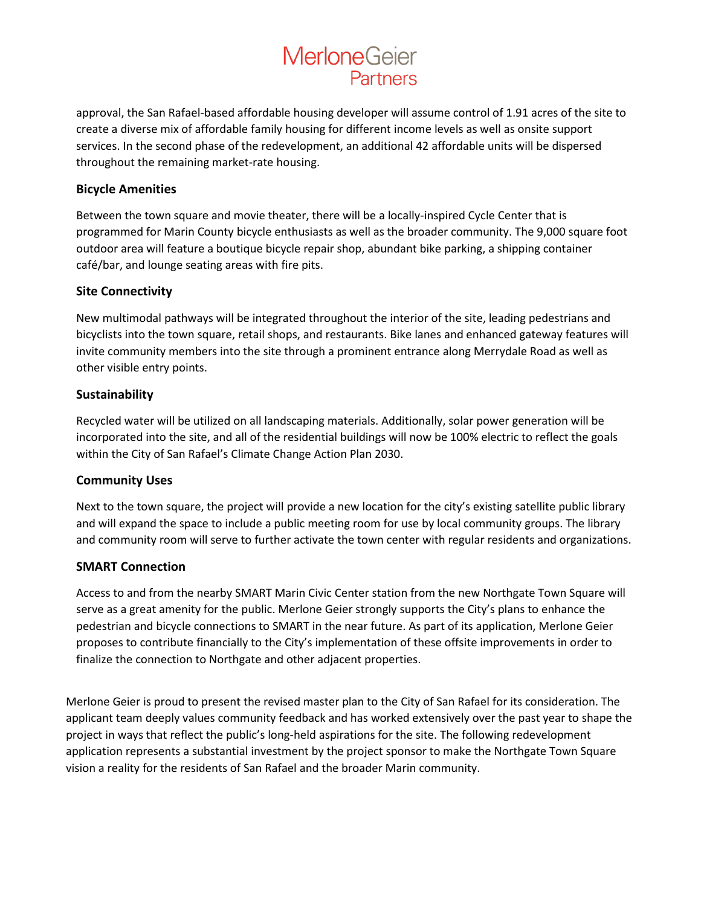approval, the San Rafael-based affordable housing developer will assume control of 1.91 acres of the site to create a diverse mix of affordable family housing for different income levels as well as onsite support services. In the second phase of the redevelopment, an additional 42 affordable units will be dispersed throughout the remaining market-rate housing.

### Bicycle Amenities

Between the town square and movie theater, there will be a locally-inspired Cycle Center that is programmed for Marin County bicycle enthusiasts as well as the broader community. The 9,000 square foot outdoor area will feature a boutique bicycle repair shop, abundant bike parking, a shipping container café/bar, and lounge seating areas with fire pits.

### Site Connectivity

New multimodal pathways will be integrated throughout the interior of the site, leading pedestrians and bicyclists into the town square, retail shops, and restaurants. Bike lanes and enhanced gateway features will invite community members into the site through a prominent entrance along Merrydale Road as well as other visible entry points.

### Sustainability

Recycled water will be utilized on all landscaping materials. Additionally, solar power generation will be incorporated into the site, and all of the residential buildings will now be 100% electric to reflect the goals within the City of San Rafael's Climate Change Action Plan 2030.

### Community Uses

Next to the town square, the project will provide a new location for the city's existing satellite public library and will expand the space to include a public meeting room for use by local community groups. The library and community room will serve to further activate the town center with regular residents and organizations.

### SMART Connection

Access to and from the nearby SMART Marin Civic Center station from the new Northgate Town Square will serve as a great amenity for the public. Merlone Geier strongly supports the City's plans to enhance the pedestrian and bicycle connections to SMART in the near future. As part of its application, Merlone Geier proposes to contribute financially to the City's implementation of these offsite improvements in order to finalize the connection to Northgate and other adjacent properties.

Merlone Geier is proud to present the revised master plan to the City of San Rafael for its consideration. The applicant team deeply values community feedback and has worked extensively over the past year to shape the project in ways that reflect the public's long-held aspirations for the site. The following redevelopment application represents a substantial investment by the project sponsor to make the Northgate Town Square vision a reality for the residents of San Rafael and the broader Marin community.